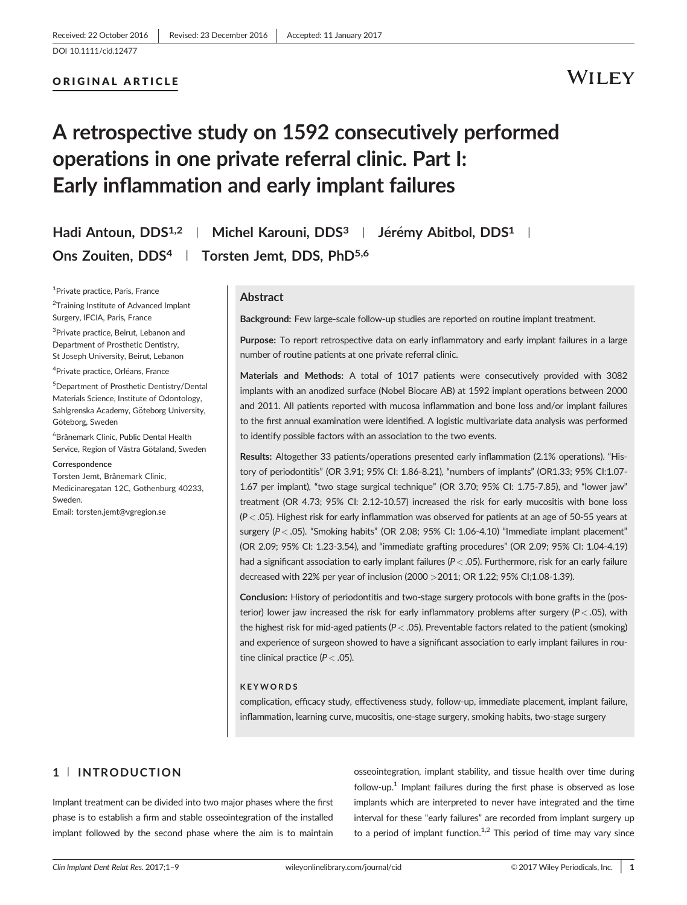Received: 22 October 2016 | Revised: 23 December 2016 | Accepted: 11 January 2017

DOI 10.1111/cid.12477

ORIGINAL ARTICLE

# A retrospective study on 1592 consecutively performed operations in one private referral clinic. Part I: Early inflammation and early implant failures

Hadi Antoun, DDS[1,2] | Michel Karouni, DDS[3] | Jérémy Abitbol, DDS[1] | Ons Zouiten, DDS[4] | Torsten Jemt, DDS, PhD[5,6]

[1]Private practice, Paris, France

[2]Training Institute of Advanced Implant Surgery, IFCIA, Paris, France

[3]Private practice, Beirut, Lebanon and Department of Prosthetic Dentistry, St Joseph University, Beirut, Lebanon

[4]Private practice, Orléans, France

[5]Department of Prosthetic Dentistry/Dental Materials Science, Institute of Odontology, Sahlgrenska Academy, Göteborg University, Göteborg, Sweden

[6]Brånemark Clinic, Public Dental Health Service, Region of Västra Götaland, Sweden

**Correspondence**
Torsten Jemt, Brånemark Clinic, Medicinaregatan 12C, Gothenburg 40233, Sweden.
Email: torsten.jemt@vgregion.se

## Abstract

**Background:** Few large-scale follow-up studies are reported on routine implant treatment.

**Purpose:** To report retrospective data on early inflammatory and early implant failures in a large number of routine patients at one private referral clinic.

**Materials and Methods:** A total of 1017 patients were consecutively provided with 3082 implants with an anodized surface (Nobel Biocare AB) at 1592 implant operations between 2000 and 2011. All patients reported with mucosa inflammation and bone loss and/or implant failures to the first annual examination were identified. A logistic multivariate data analysis was performed to identify possible factors with an association to the two events.

**Results:** Altogether 33 patients/operations presented early inflammation (2.1% operations). "History of periodontitis" (OR 3.91; 95% CI: 1.86-8.21), "numbers of implants" (OR1.33; 95% CI:1.07-1.67 per implant), "two stage surgical technique" (OR 3.70; 95% CI: 1.75-7.85), and "lower jaw" treatment (OR 4.73; 95% CI: 2.12-10.57) increased the risk for early mucositis with bone loss ($P < .05$). Highest risk for early inflammation was observed for patients at an age of 50-55 years at surgery ($P < .05$). "Smoking habits" (OR 2.08; 95% CI: 1.06-4.10) "Immediate implant placement" (OR 2.09; 95% CI: 1.23-3.54), and "immediate grafting procedures" (OR 2.09; 95% CI: 1.04-4.19) had a significant association to early implant failures ($P < .05$). Furthermore, risk for an early failure decreased with 22% per year of inclusion (2000 >2011; OR 1.22; 95% CI;1.08-1.39).

**Conclusion:** History of periodontitis and two-stage surgery protocols with bone grafts in the (posterior) lower jaw increased the risk for early inflammatory problems after surgery ($P < .05$), with the highest risk for mid-aged patients ($P < .05$). Preventable factors related to the patient (smoking) and experience of surgeon showed to have a significant association to early implant failures in routine clinical practice ($P < .05$).

**KEYWORDS**

complication, efficacy study, effectiveness study, follow-up, immediate placement, implant failure, inflammation, learning curve, mucositis, one-stage surgery, smoking habits, two-stage surgery

## 1 | INTRODUCTION

Implant treatment can be divided into two major phases where the first phase is to establish a firm and stable osseointegration of the installed implant followed by the second phase where the aim is to maintain osseointegration, implant stability, and tissue health over time during follow-up.[1] Implant failures during the first phase is observed as lose implants which are interpreted to never have integrated and the time interval for these "early failures" are recorded from implant surgery up to a period of implant function.[1,2] This period of time may vary since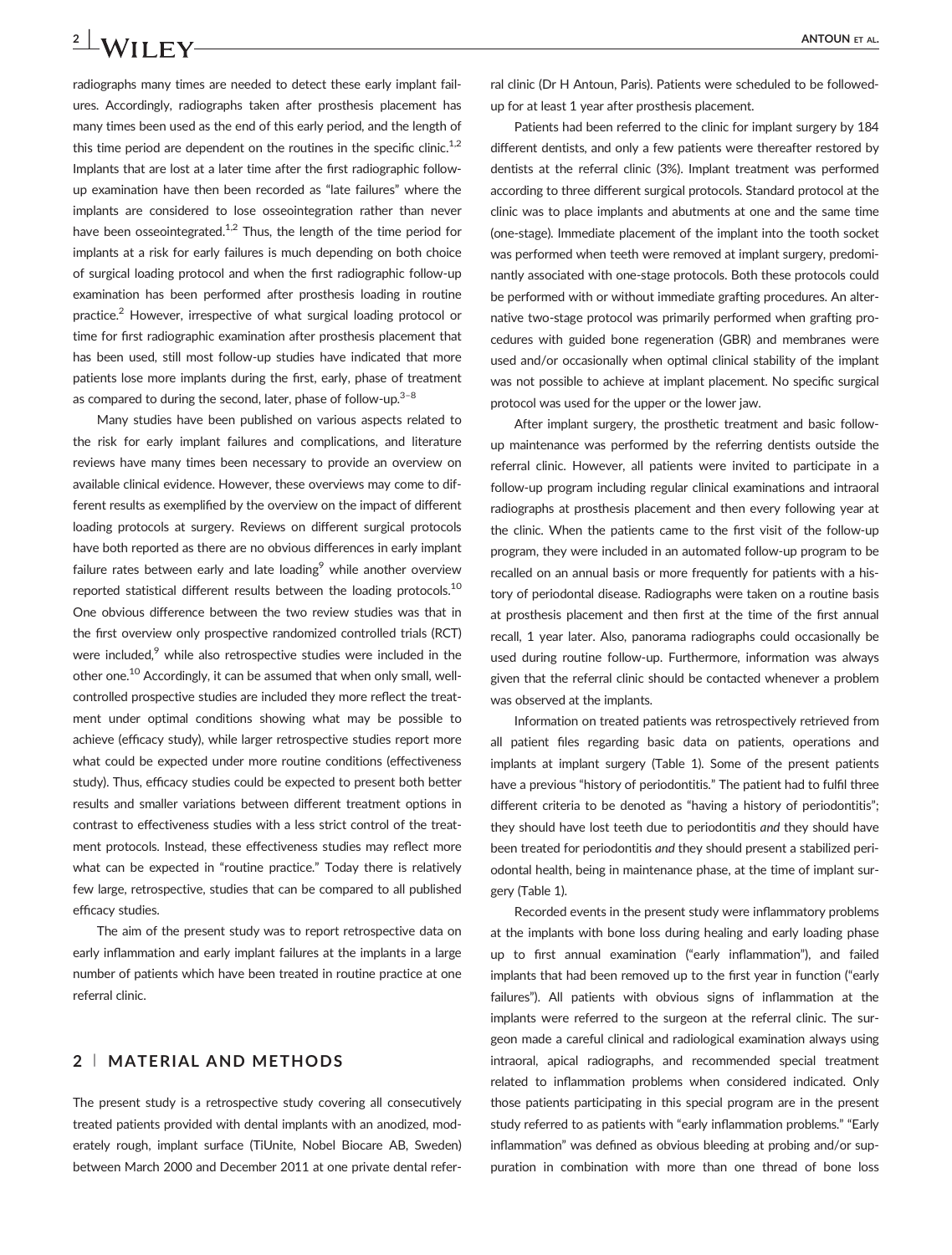radiographs many times are needed to detect these early implant failures. Accordingly, radiographs taken after prosthesis placement has many times been used as the end of this early period, and the length of this time period are dependent on the routines in the specific clinic.[1,2] Implants that are lost at a later time after the first radiographic follow-up examination have then been recorded as "late failures" where the implants are considered to lose osseointegration rather than never have been osseointegrated.[1,2] Thus, the length of the time period for implants at a risk for early failures is much depending on both choice of surgical loading protocol and when the first radiographic follow-up examination has been performed after prosthesis loading in routine practice.[2] However, irrespective of what surgical loading protocol or time for first radiographic examination after prosthesis placement that has been used, still most follow-up studies have indicated that more patients lose more implants during the first, early, phase of treatment as compared to during the second, later, phase of follow-up.[3–8]

Many studies have been published on various aspects related to the risk for early implant failures and complications, and literature reviews have many times been necessary to provide an overview on available clinical evidence. However, these overviews may come to different results as exemplified by the overview on the impact of different loading protocols at surgery. Reviews on different surgical protocols have both reported as there are no obvious differences in early implant failure rates between early and late loading[9] while another overview reported statistical different results between the loading protocols.[10] One obvious difference between the two review studies was that in the first overview only prospective randomized controlled trials (RCT) were included,[9] while also retrospective studies were included in the other one.[10] Accordingly, it can be assumed that when only small, well-controlled prospective studies are included they more reflect the treatment under optimal conditions showing what may be possible to achieve (efficacy study), while larger retrospective studies report more what could be expected under more routine conditions (effectiveness study). Thus, efficacy studies could be expected to present both better results and smaller variations between different treatment options in contrast to effectiveness studies with a less strict control of the treatment protocols. Instead, these effectiveness studies may reflect more what can be expected in "routine practice." Today there is relatively few large, retrospective, studies that can be compared to all published efficacy studies.

The aim of the present study was to report retrospective data on early inflammation and early implant failures at the implants in a large number of patients which have been treated in routine practice at one referral clinic.

## 2 | MATERIAL AND METHODS

The present study is a retrospective study covering all consecutively treated patients provided with dental implants with an anodized, moderately rough, implant surface (TiUnite, Nobel Biocare AB, Sweden) between March 2000 and December 2011 at one private dental referral clinic (Dr H Antoun, Paris). Patients were scheduled to be followed-up for at least 1 year after prosthesis placement.

Patients had been referred to the clinic for implant surgery by 184 different dentists, and only a few patients were thereafter restored by dentists at the referral clinic (3%). Implant treatment was performed according to three different surgical protocols. Standard protocol at the clinic was to place implants and abutments at one and the same time (one-stage). Immediate placement of the implant into the tooth socket was performed when teeth were removed at implant surgery, predominantly associated with one-stage protocols. Both these protocols could be performed with or without immediate grafting procedures. An alternative two-stage protocol was primarily performed when grafting procedures with guided bone regeneration (GBR) and membranes were used and/or occasionally when optimal clinical stability of the implant was not possible to achieve at implant placement. No specific surgical protocol was used for the upper or the lower jaw.

After implant surgery, the prosthetic treatment and basic follow-up maintenance was performed by the referring dentists outside the referral clinic. However, all patients were invited to participate in a follow-up program including regular clinical examinations and intraoral radiographs at prosthesis placement and then every following year at the clinic. When the patients came to the first visit of the follow-up program, they were included in an automated follow-up program to be recalled on an annual basis or more frequently for patients with a history of periodontal disease. Radiographs were taken on a routine basis at prosthesis placement and then first at the time of the first annual recall, 1 year later. Also, panorama radiographs could occasionally be used during routine follow-up. Furthermore, information was always given that the referral clinic should be contacted whenever a problem was observed at the implants.

Information on treated patients was retrospectively retrieved from all patient files regarding basic data on patients, operations and implants at implant surgery (Table 1). Some of the present patients have a previous "history of periodontitis." The patient had to fulfil three different criteria to be denoted as "having a history of periodontitis"; they should have lost teeth due to periodontitis *and* they should have been treated for periodontitis *and* they should present a stabilized periodontal health, being in maintenance phase, at the time of implant surgery (Table 1).

Recorded events in the present study were inflammatory problems at the implants with bone loss during healing and early loading phase up to first annual examination ("early inflammation"), and failed implants that had been removed up to the first year in function ("early failures"). All patients with obvious signs of inflammation at the implants were referred to the surgeon at the referral clinic. The surgeon made a careful clinical and radiological examination always using intraoral, apical radiographs, and recommended special treatment related to inflammation problems when considered indicated. Only those patients participating in this special program are in the present study referred to as patients with "early inflammation problems." "Early inflammation" was defined as obvious bleeding at probing and/or suppuration in combination with more than one thread of bone loss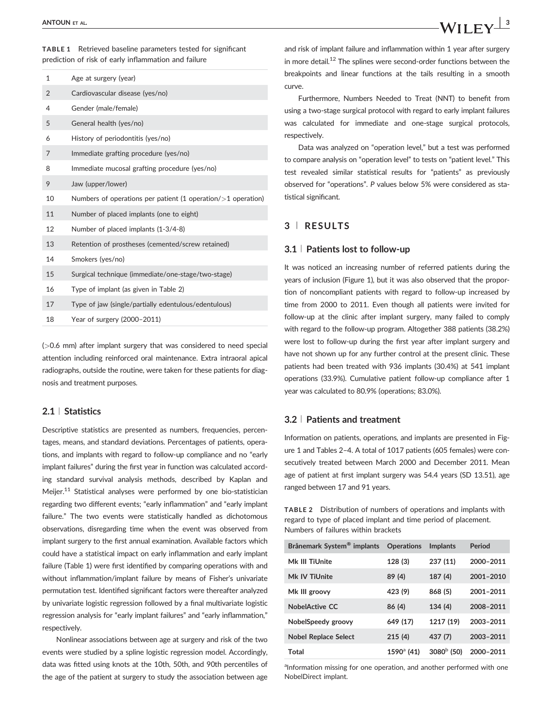**TABLE 1** Retrieved baseline parameters tested for significant prediction of risk of early inflammation and failure

| | |
|---|---|
| 1 | Age at surgery (year) |
| 2 | Cardiovascular disease (yes/no) |
| 4 | Gender (male/female) |
| 5 | General health (yes/no) |
| 6 | History of periodontitis (yes/no) |
| 7 | Immediate grafting procedure (yes/no) |
| 8 | Immediate mucosal grafting procedure (yes/no) |
| 9 | Jaw (upper/lower) |
| 10 | Numbers of operations per patient (1 operation/>1 operation) |
| 11 | Number of placed implants (one to eight) |
| 12 | Number of placed implants (1-3/4-8) |
| 13 | Retention of prostheses (cemented/screw retained) |
| 14 | Smokers (yes/no) |
| 15 | Surgical technique (immediate/one-stage/two-stage) |
| 16 | Type of implant (as given in Table 2) |
| 17 | Type of jaw (single/partially edentulous/edentulous) |
| 18 | Year of surgery (2000–2011) |

(>0.6 mm) after implant surgery that was considered to need special attention including reinforced oral maintenance. Extra intraoral apical radiographs, outside the routine, were taken for these patients for diagnosis and treatment purposes.

## 2.1 | Statistics

Descriptive statistics are presented as numbers, frequencies, percentages, means, and standard deviations. Percentages of patients, operations, and implants with regard to follow-up compliance and no "early implant failures" during the first year in function was calculated according standard survival analysis methods, described by Kaplan and Meijer.[11] Statistical analyses were performed by one bio-statistician regarding two different events; "early inflammation" and "early implant failure." The two events were statistically handled as dichotomous observations, disregarding time when the event was observed from implant surgery to the first annual examination. Available factors which could have a statistical impact on early inflammation and early implant failure (Table 1) were first identified by comparing operations with and without inflammation/implant failure by means of Fisher's univariate permutation test. Identified significant factors were thereafter analyzed by univariate logistic regression followed by a final multivariate logistic regression analysis for "early implant failures" and "early inflammation," respectively.

Nonlinear associations between age at surgery and risk of the two events were studied by a spline logistic regression model. Accordingly, data was fitted using knots at the 10th, 50th, and 90th percentiles of the age of the patient at surgery to study the association between age and risk of implant failure and inflammation within 1 year after surgery in more detail.[12] The splines were second-order functions between the breakpoints and linear functions at the tails resulting in a smooth curve.

Furthermore, Numbers Needed to Treat (NNT) to benefit from using a two-stage surgical protocol with regard to early implant failures was calculated for immediate and one-stage surgical protocols, respectively.

Data was analyzed on "operation level," but a test was performed to compare analysis on "operation level" to tests on "patient level." This test revealed similar statistical results for "patients" as previously observed for "operations". *P* values below 5% were considered as statistical significant.

# 3 | RESULTS

## 3.1 | Patients lost to follow-up

It was noticed an increasing number of referred patients during the years of inclusion (Figure 1), but it was also observed that the proportion of noncompliant patients with regard to follow-up increased by time from 2000 to 2011. Even though all patients were invited for follow-up at the clinic after implant surgery, many failed to comply with regard to the follow-up program. Altogether 388 patients (38.2%) were lost to follow-up during the first year after implant surgery and have not shown up for any further control at the present clinic. These patients had been treated with 936 implants (30.4%) at 541 implant operations (33.9%). Cumulative patient follow-up compliance after 1 year was calculated to 80.9% (operations; 83.0%).

## 3.2 | Patients and treatment

Information on patients, operations, and implants are presented in Figure 1 and Tables 2–4. A total of 1017 patients (605 females) were consecutively treated between March 2000 and December 2011. Mean age of patient at first implant surgery was 54.4 years (SD 13.51), age ranged between 17 and 91 years.

**TABLE 2** Distribution of numbers of operations and implants with regard to type of placed implant and time period of placement. Numbers of failures within brackets

| Brånemark System® implants | Operations | Implants | Period |
|---|---|---|---|
| Mk III TiUnite | 128 (3) | 237 (11) | 2000–2011 |
| Mk IV TiUnite | 89 (4) | 187 (4) | 2001–2010 |
| Mk III groovy | 423 (9) | 868 (5) | 2001–2011 |
| NobelActive CC | 86 (4) | 134 (4) | 2008–2011 |
| NobelSpeedy groovy | 649 (17) | 1217 (19) | 2003–2011 |
| Nobel Replace Select | 215 (4) | 437 (7) | 2003–2011 |
| Total | 1590[a] (41) | 3080[b] (50) | 2000–2011 |

[a]Information missing for one operation, and another performed with one NobelDirect implant.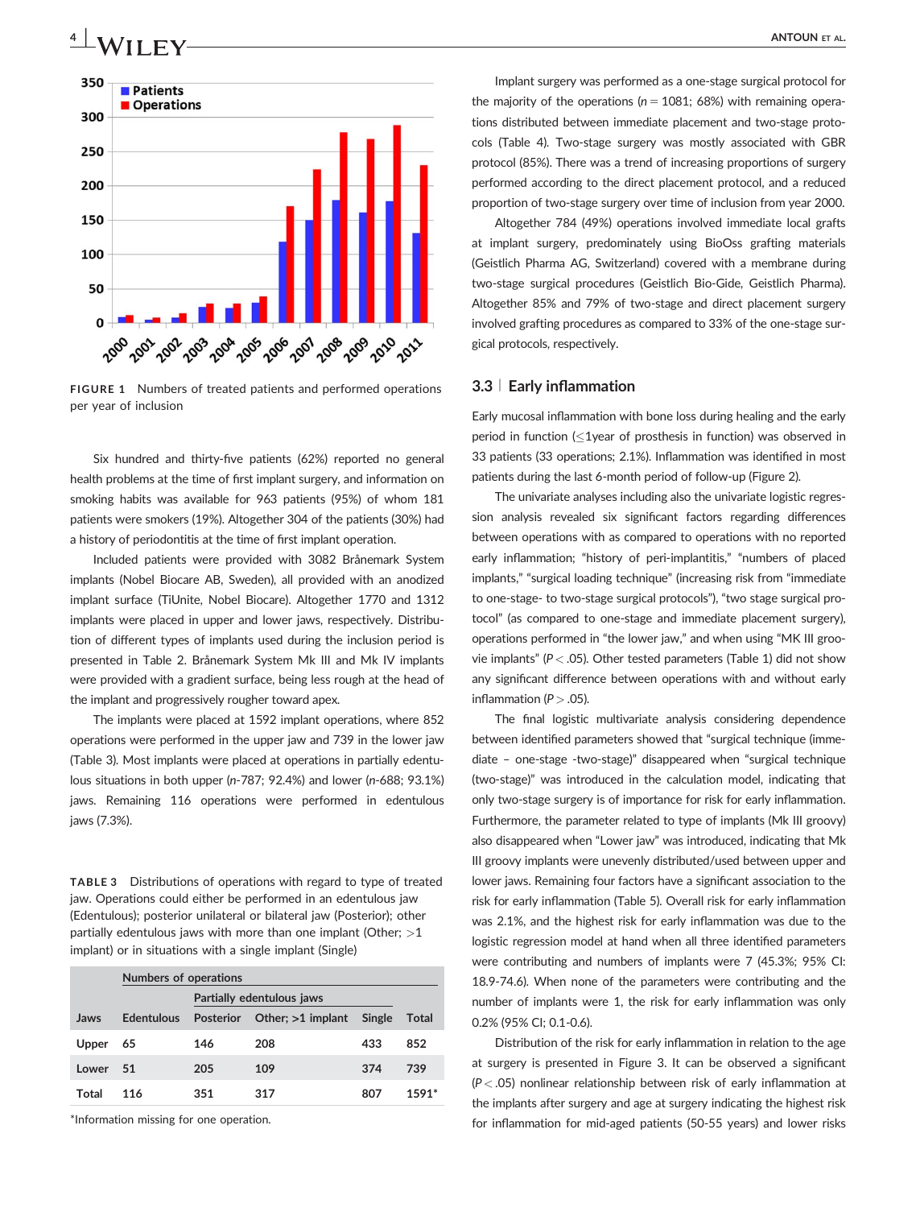FIGURE 1 Numbers of treated patients and performed operations per year of inclusion

Six hundred and thirty-five patients (62%) reported no general health problems at the time of first implant surgery, and information on smoking habits was available for 963 patients (95%) of whom 181 patients were smokers (19%). Altogether 304 of the patients (30%) had a history of periodontitis at the time of first implant operation.

Included patients were provided with 3082 Brånemark System implants (Nobel Biocare AB, Sweden), all provided with an anodized implant surface (TiUnite, Nobel Biocare). Altogether 1770 and 1312 implants were placed in upper and lower jaws, respectively. Distribution of different types of implants used during the inclusion period is presented in Table 2. Brånemark System Mk III and Mk IV implants were provided with a gradient surface, being less rough at the head of the implant and progressively rougher toward apex.

The implants were placed at 1592 implant operations, where 852 operations were performed in the upper jaw and 739 in the lower jaw (Table 3). Most implants were placed at operations in partially edentulous situations in both upper (*n*-787; 92.4%) and lower (*n*-688; 93.1%) jaws. Remaining 116 operations were performed in edentulous jaws (7.3%).

TABLE 3 Distributions of operations with regard to type of treated jaw. Operations could either be performed in an edentulous jaw (Edentulous); posterior unilateral or bilateral jaw (Posterior); other partially edentulous jaws with more than one implant (Other; >1 implant) or in situations with a single implant (Single)

| | Numbers of operations | | | | |
|---|---|---|---|---|---|
| | | Partially edentulous jaws | | | |
| Jaws | Edentulous | Posterior | Other; >1 implant | Single | Total |
| Upper | 65 | 146 | 208 | 433 | 852 |
| Lower | 51 | 205 | 109 | 374 | 739 |
| Total | 116 | 351 | 317 | 807 | 1591* |

*Information missing for one operation.

Implant surgery was performed as a one-stage surgical protocol for the majority of the operations ($n = 1081$; 68%) with remaining operations distributed between immediate placement and two-stage protocols (Table 4). Two-stage surgery was mostly associated with GBR protocol (85%). There was a trend of increasing proportions of surgery performed according to the direct placement protocol, and a reduced proportion of two-stage surgery over time of inclusion from year 2000.

Altogether 784 (49%) operations involved immediate local grafts at implant surgery, predominately using BioOss grafting materials (Geistlich Pharma AG, Switzerland) covered with a membrane during two-stage surgical procedures (Geistlich Bio-Gide, Geistlich Pharma). Altogether 85% and 79% of two-stage and direct placement surgery involved grafting procedures as compared to 33% of the one-stage surgical protocols, respectively.

## 3.3 | Early inflammation

Early mucosal inflammation with bone loss during healing and the early period in function (≤1year of prosthesis in function) was observed in 33 patients (33 operations; 2.1%). Inflammation was identified in most patients during the last 6-month period of follow-up (Figure 2).

The univariate analyses including also the univariate logistic regression analysis revealed six significant factors regarding differences between operations with as compared to operations with no reported early inflammation; "history of peri-implantitis," "numbers of placed implants," "surgical loading technique" (increasing risk from "immediate to one-stage- to two-stage surgical protocols"), "two stage surgical protocol" (as compared to one-stage and immediate placement surgery), operations performed in "the lower jaw," and when using "MK III groovie implants" ($P < .05$). Other tested parameters (Table 1) did not show any significant difference between operations with and without early inflammation ($P > .05$).

The final logistic multivariate analysis considering dependence between identified parameters showed that "surgical technique (immediate – one-stage -two-stage)" disappeared when "surgical technique (two-stage)" was introduced in the calculation model, indicating that only two-stage surgery is of importance for risk for early inflammation. Furthermore, the parameter related to type of implants (Mk III groovy) also disappeared when "Lower jaw" was introduced, indicating that Mk III groovy implants were unevenly distributed/used between upper and lower jaws. Remaining four factors have a significant association to the risk for early inflammation (Table 5). Overall risk for early inflammation was 2.1%, and the highest risk for early inflammation was due to the logistic regression model at hand when all three identified parameters were contributing and numbers of implants were 7 (45.3%; 95% CI: 18.9-74.6). When none of the parameters were contributing and the number of implants were 1, the risk for early inflammation was only 0.2% (95% CI; 0.1-0.6).

Distribution of the risk for early inflammation in relation to the age at surgery is presented in Figure 3. It can be observed a significant ($P < .05$) nonlinear relationship between risk of early inflammation at the implants after surgery and age at surgery indicating the highest risk for inflammation for mid-aged patients (50-55 years) and lower risks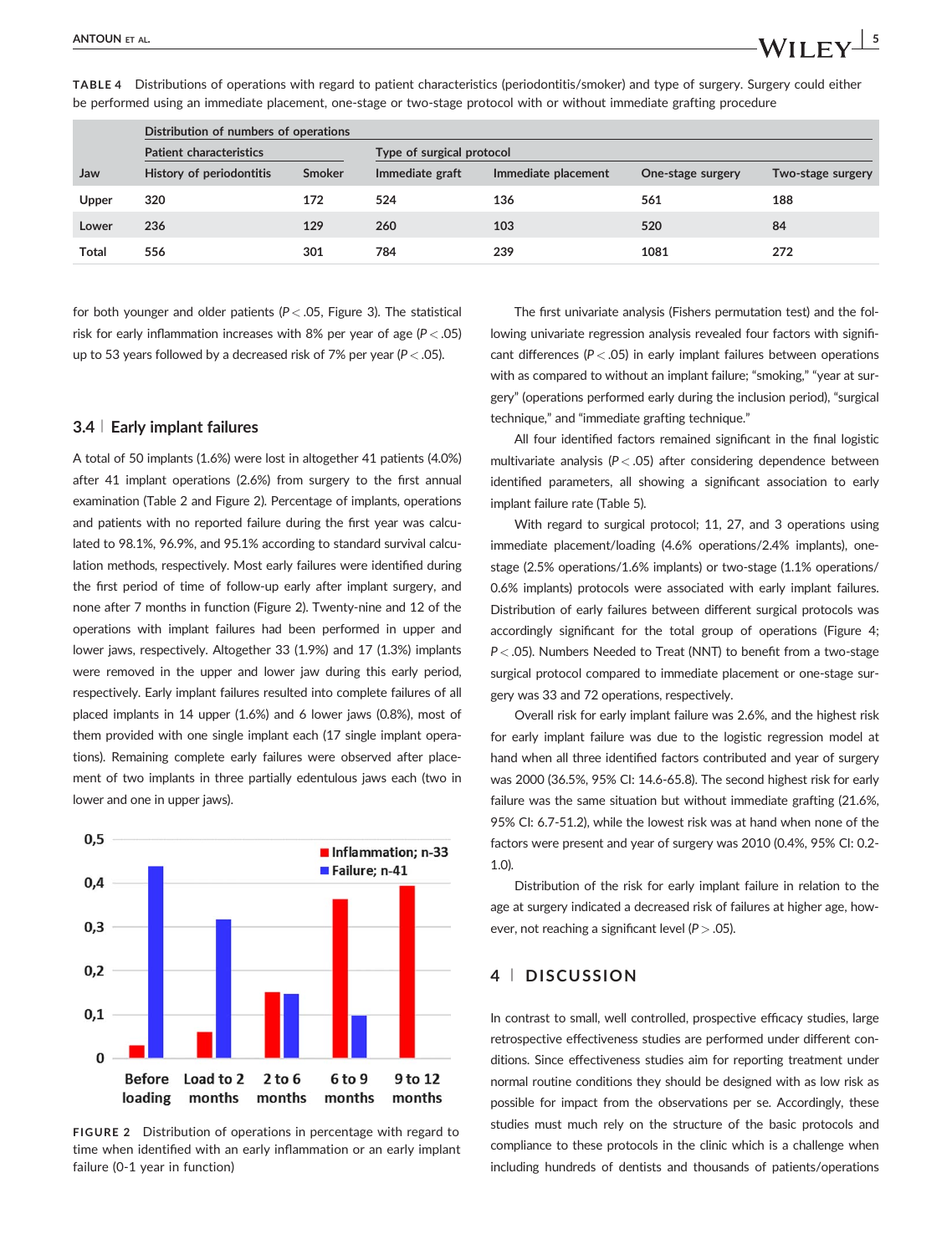**TABLE 4** Distributions of operations with regard to patient characteristics (periodontitis/smoker) and type of surgery. Surgery could either be performed using an immediate placement, one-stage or two-stage protocol with or without immediate grafting procedure

| | Distribution of numbers of operations | | | | | |
|---|---|---|---|---|---|---|
| | Patient characteristics | | Type of surgical protocol | | | |
| Jaw | History of periodontitis | Smoker | Immediate graft | Immediate placement | One-stage surgery | Two-stage surgery |
| Upper | 320 | 172 | 524 | 136 | 561 | 188 |
| Lower | 236 | 129 | 260 | 103 | 520 | 84 |
| Total | 556 | 301 | 784 | 239 | 1081 | 272 |

for both younger and older patients ($P < .05$, Figure 3). The statistical risk for early inflammation increases with 8% per year of age ($P < .05$) up to 53 years followed by a decreased risk of 7% per year ($P < .05$).

### 3.4 | Early implant failures

A total of 50 implants (1.6%) were lost in altogether 41 patients (4.0%) after 41 implant operations (2.6%) from surgery to the first annual examination (Table 2 and Figure 2). Percentage of implants, operations and patients with no reported failure during the first year was calculated to 98.1%, 96.9%, and 95.1% according to standard survival calculation methods, respectively. Most early failures were identified during the first period of time of follow-up early after implant surgery, and none after 7 months in function (Figure 2). Twenty-nine and 12 of the operations with implant failures had been performed in upper and lower jaws, respectively. Altogether 33 (1.9%) and 17 (1.3%) implants were removed in the upper and lower jaw during this early period, respectively. Early implant failures resulted into complete failures of all placed implants in 14 upper (1.6%) and 6 lower jaws (0.8%), most of them provided with one single implant each (17 single implant operations). Remaining complete early failures were observed after placement of two implants in three partially edentulous jaws each (two in lower and one in upper jaws).

**FIGURE 2** Distribution of operations in percentage with regard to time when identified with an early inflammation or an early implant failure (0-1 year in function)

The first univariate analysis (Fishers permutation test) and the following univariate regression analysis revealed four factors with significant differences ($P < .05$) in early implant failures between operations with as compared to without an implant failure; "smoking," "year at surgery" (operations performed early during the inclusion period), "surgical technique," and "immediate grafting technique."

All four identified factors remained significant in the final logistic multivariate analysis ($P < .05$) after considering dependence between identified parameters, all showing a significant association to early implant failure rate (Table 5).

With regard to surgical protocol; 11, 27, and 3 operations using immediate placement/loading (4.6% operations/2.4% implants), one-stage (2.5% operations/1.6% implants) or two-stage (1.1% operations/0.6% implants) protocols were associated with early implant failures. Distribution of early failures between different surgical protocols was accordingly significant for the total group of operations (Figure 4; $P < .05$). Numbers Needed to Treat (NNT) to benefit from a two-stage surgical protocol compared to immediate placement or one-stage surgery was 33 and 72 operations, respectively.

Overall risk for early implant failure was 2.6%, and the highest risk for early implant failure was due to the logistic regression model at hand when all three identified factors contributed and year of surgery was 2000 (36.5%, 95% CI: 14.6-65.8). The second highest risk for early failure was the same situation but without immediate grafting (21.6%, 95% CI: 6.7-51.2), while the lowest risk was at hand when none of the factors were present and year of surgery was 2010 (0.4%, 95% CI: 0.2-1.0).

Distribution of the risk for early implant failure in relation to the age at surgery indicated a decreased risk of failures at higher age, however, not reaching a significant level ($P > .05$).

## 4 | DISCUSSION

In contrast to small, well controlled, prospective efficacy studies, large retrospective effectiveness studies are performed under different conditions. Since effectiveness studies aim for reporting treatment under normal routine conditions they should be designed with as low risk as possible for impact from the observations per se. Accordingly, these studies must much rely on the structure of the basic protocols and compliance to these protocols in the clinic which is a challenge when including hundreds of dentists and thousands of patients/operations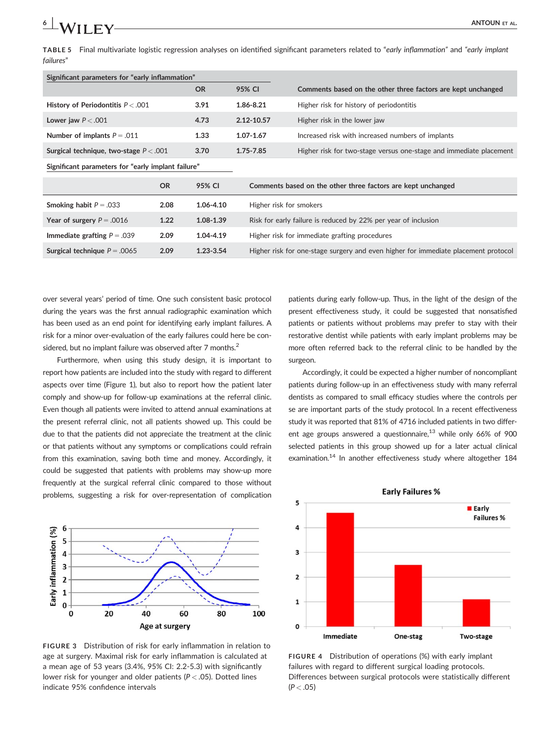**TABLE 5** Final multivariate logistic regression analyses on identified significant parameters related to "*early inflammation*" and "*early implant failures*"

| Significant parameters for "early inflammation" | OR | 95% CI | Comments based on the other three factors are kept unchanged |
|---|---|---|---|
| **History of Periodontitis** $P < .001$ | 3.91 | 1.86-8.21 | Higher risk for history of periodontitis |
| **Lower jaw** $P < .001$ | 4.73 | 2.12-10.57 | Higher risk in the lower jaw |
| **Number of implants** $P = .011$ | 1.33 | 1.07-1.67 | Increased risk with increased numbers of implants |
| **Surgical technique, two-stage** $P < .001$ | 3.70 | 1.75-7.85 | Higher risk for two-stage versus one-stage and immediate placement |

| Significant parameters for "early implant failure" | OR | 95% CI | Comments based on the other three factors are kept unchanged |
|---|---|---|---|
| **Smoking habit** $P = .033$ | 2.08 | 1.06-4.10 | Higher risk for smokers |
| **Year of surgery** $P = .0016$ | 1.22 | 1.08-1.39 | Risk for early failure is reduced by 22% per year of inclusion |
| **Immediate grafting** $P = .039$ | 2.09 | 1.04-4.19 | Higher risk for immediate grafting procedures |
| **Surgical technique** $P = .0065$ | 2.09 | 1.23-3.54 | Higher risk for one-stage surgery and even higher for immediate placement protocol |

over several years' period of time. One such consistent basic protocol during the years was the first annual radiographic examination which has been used as an end point for identifying early implant failures. A risk for a minor over-evaluation of the early failures could here be considered, but no implant failure was observed after 7 months.[2]

Furthermore, when using this study design, it is important to report how patients are included into the study with regard to different aspects over time (Figure 1), but also to report how the patient later comply and show-up for follow-up examinations at the referral clinic. Even though all patients were invited to attend annual examinations at the present referral clinic, not all patients showed up. This could be due to that the patients did not appreciate the treatment at the clinic or that patients without any symptoms or complications could refrain from this examination, saving both time and money. Accordingly, it could be suggested that patients with problems may show-up more frequently at the surgical referral clinic compared to those without problems, suggesting a risk for over-representation of complication patients during early follow-up. Thus, in the light of the design of the present effectiveness study, it could be suggested that nonsatisfied patients or patients without problems may prefer to stay with their restorative dentist while patients with early implant problems may be more often referred back to the referral clinic to be handled by the surgeon.

Accordingly, it could be expected a higher number of noncompliant patients during follow-up in an effectiveness study with many referral dentists as compared to small efficacy studies where the controls per se are important parts of the study protocol. In a recent effectiveness study it was reported that 81% of 4716 included patients in two different age groups answered a questionnaire,[13] while only 66% of 900 selected patients in this group showed up for a later actual clinical examination.[14] In another effectiveness study where altogether 184

**FIGURE 3** Distribution of risk for early inflammation in relation to age at surgery. Maximal risk for early inflammation is calculated at a mean age of 53 years (3.4%, 95% CI: 2.2-5.3) with significantly lower risk for younger and older patients ($P < .05$). Dotted lines indicate 95% confidence intervals

**FIGURE 4** Distribution of operations (%) with early implant failures with regard to different surgical loading protocols. Differences between surgical protocols were statistically different ($P < .05$)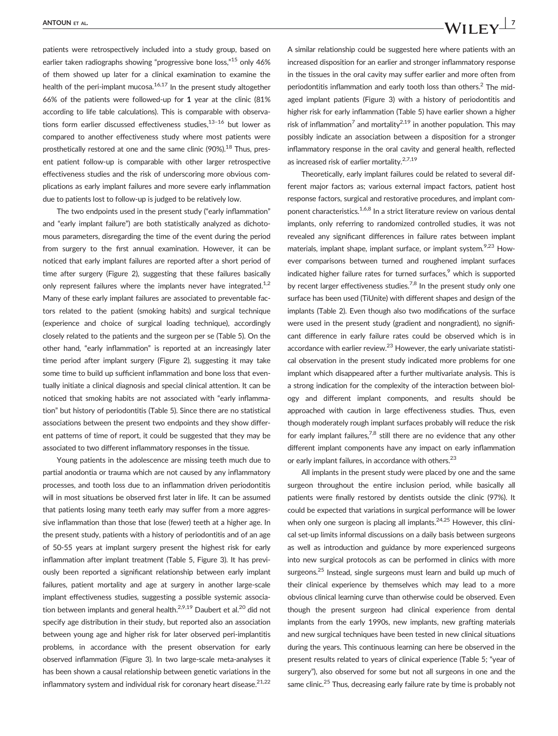patients were retrospectively included into a study group, based on earlier taken radiographs showing "progressive bone loss,"[15] only 46% of them showed up later for a clinical examination to examine the health of the peri-implant mucosa.[16,17] In the present study altogether 66% of the patients were followed-up for **1** year at the clinic (81% according to life table calculations). This is comparable with observations form earlier discussed effectiveness studies,[13–16] but lower as compared to another effectiveness study where most patients were prosthetically restored at one and the same clinic (90%).[18] Thus, present patient follow-up is comparable with other larger retrospective effectiveness studies and the risk of underscoring more obvious complications as early implant failures and more severe early inflammation due to patients lost to follow-up is judged to be relatively low.

The two endpoints used in the present study ("early inflammation" and "early implant failure") are both statistically analyzed as dichotomous parameters, disregarding the time of the event during the period from surgery to the first annual examination. However, it can be noticed that early implant failures are reported after a short period of time after surgery (Figure 2), suggesting that these failures basically only represent failures where the implants never have integrated.[1,2] Many of these early implant failures are associated to preventable factors related to the patient (smoking habits) and surgical technique (experience and choice of surgical loading technique), accordingly closely related to the patients and the surgeon per se (Table 5). On the other hand, "early inflammation" is reported at an increasingly later time period after implant surgery (Figure 2), suggesting it may take some time to build up sufficient inflammation and bone loss that eventually initiate a clinical diagnosis and special clinical attention. It can be noticed that smoking habits are not associated with "early inflammation" but history of periodontitis (Table 5). Since there are no statistical associations between the present two endpoints and they show different patterns of time of report, it could be suggested that they may be associated to two different inflammatory responses in the tissue.

Young patients in the adolescence are missing teeth much due to partial anodontia or trauma which are not caused by any inflammatory processes, and tooth loss due to an inflammation driven periodontitis will in most situations be observed first later in life. It can be assumed that patients losing many teeth early may suffer from a more aggressive inflammation than those that lose (fewer) teeth at a higher age. In the present study, patients with a history of periodontitis and of an age of 50-55 years at implant surgery present the highest risk for early inflammation after implant treatment (Table 5, Figure 3). It has previously been reported a significant relationship between early implant failures, patient mortality and age at surgery in another large-scale implant effectiveness studies, suggesting a possible systemic association between implants and general health.[2,9,19] Daubert et al.[20] did not specify age distribution in their study, but reported also an association between young age and higher risk for later observed peri-implantitis problems, in accordance with the present observation for early observed inflammation (Figure 3). In two large-scale meta-analyses it has been shown a causal relationship between genetic variations in the inflammatory system and individual risk for coronary heart disease.[21,22] A similar relationship could be suggested here where patients with an increased disposition for an earlier and stronger inflammatory response in the tissues in the oral cavity may suffer earlier and more often from periodontitis inflammation and early tooth loss than others.[2] The mid-aged implant patients (Figure 3) with a history of periodontitis and higher risk for early inflammation (Table 5) have earlier shown a higher risk of inflammation[7] and mortality[2,19] in another population. This may possibly indicate an association between a disposition for a stronger inflammatory response in the oral cavity and general health, reflected as increased risk of earlier mortality.[2,7,19]

Theoretically, early implant failures could be related to several different major factors as; various external impact factors, patient host response factors, surgical and restorative procedures, and implant component characteristics.[1,6,8] In a strict literature review on various dental implants, only referring to randomized controlled studies, it was not revealed any significant differences in failure rates between implant materials, implant shape, implant surface, or implant system.[9,23] However comparisons between turned and roughened implant surfaces indicated higher failure rates for turned surfaces,[9] which is supported by recent larger effectiveness studies.[7,8] In the present study only one surface has been used (TiUnite) with different shapes and design of the implants (Table 2). Even though also two modifications of the surface were used in the present study (gradient and nongradient), no significant difference in early failure rates could be observed which is in accordance with earlier review.[23] However, the early univariate statistical observation in the present study indicated more problems for one implant which disappeared after a further multivariate analysis. This is a strong indication for the complexity of the interaction between biology and different implant components, and results should be approached with caution in large effectiveness studies. Thus, even though moderately rough implant surfaces probably will reduce the risk for early implant failures,[7,8] still there are no evidence that any other different implant components have any impact on early inflammation or early implant failures, in accordance with others.[23]

All implants in the present study were placed by one and the same surgeon throughout the entire inclusion period, while basically all patients were finally restored by dentists outside the clinic (97%). It could be expected that variations in surgical performance will be lower when only one surgeon is placing all implants.[24,25] However, this clinical set-up limits informal discussions on a daily basis between surgeons as well as introduction and guidance by more experienced surgeons into new surgical protocols as can be performed in clinics with more surgeons.[25] Instead, single surgeons must learn and build up much of their clinical experience by themselves which may lead to a more obvious clinical learning curve than otherwise could be observed. Even though the present surgeon had clinical experience from dental implants from the early 1990s, new implants, new grafting materials and new surgical techniques have been tested in new clinical situations during the years. This continuous learning can here be observed in the present results related to years of clinical experience (Table 5; "year of surgery"), also observed for some but not all surgeons in one and the same clinic.[25] Thus, decreasing early failure rate by time is probably not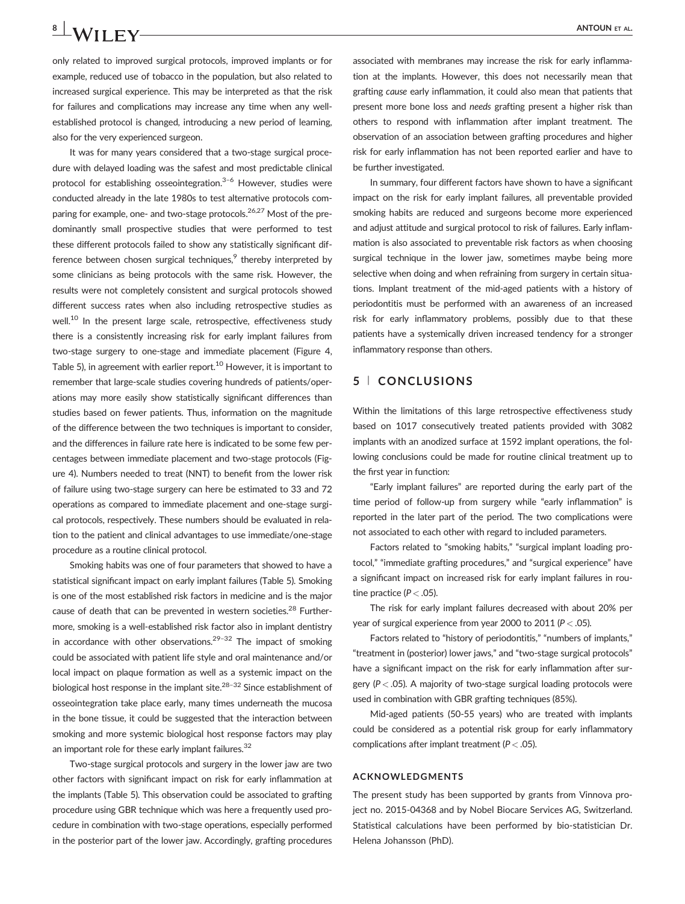only related to improved surgical protocols, improved implants or for example, reduced use of tobacco in the population, but also related to increased surgical experience. This may be interpreted as that the risk for failures and complications may increase any time when any well-established protocol is changed, introducing a new period of learning, also for the very experienced surgeon.

It was for many years considered that a two-stage surgical procedure with delayed loading was the safest and most predictable clinical protocol for establishing osseointegration.[3–6] However, studies were conducted already in the late 1980s to test alternative protocols comparing for example, one- and two-stage protocols.[26,27] Most of the predominantly small prospective studies that were performed to test these different protocols failed to show any statistically significant difference between chosen surgical techniques,[9] thereby interpreted by some clinicians as being protocols with the same risk. However, the results were not completely consistent and surgical protocols showed different success rates when also including retrospective studies as well.[10] In the present large scale, retrospective, effectiveness study there is a consistently increasing risk for early implant failures from two-stage surgery to one-stage and immediate placement (Figure 4, Table 5), in agreement with earlier report.[10] However, it is important to remember that large-scale studies covering hundreds of patients/operations may more easily show statistically significant differences than studies based on fewer patients. Thus, information on the magnitude of the difference between the two techniques is important to consider, and the differences in failure rate here is indicated to be some few percentages between immediate placement and two-stage protocols (Figure 4). Numbers needed to treat (NNT) to benefit from the lower risk of failure using two-stage surgery can here be estimated to 33 and 72 operations as compared to immediate placement and one-stage surgical protocols, respectively. These numbers should be evaluated in relation to the patient and clinical advantages to use immediate/one-stage procedure as a routine clinical protocol.

Smoking habits was one of four parameters that showed to have a statistical significant impact on early implant failures (Table 5). Smoking is one of the most established risk factors in medicine and is the major cause of death that can be prevented in western societies.[28] Furthermore, smoking is a well-established risk factor also in implant dentistry in accordance with other observations.[29–32] The impact of smoking could be associated with patient life style and oral maintenance and/or local impact on plaque formation as well as a systemic impact on the biological host response in the implant site.[28–32] Since establishment of osseointegration take place early, many times underneath the mucosa in the bone tissue, it could be suggested that the interaction between smoking and more systemic biological host response factors may play an important role for these early implant failures.[32]

Two-stage surgical protocols and surgery in the lower jaw are two other factors with significant impact on risk for early inflammation at the implants (Table 5). This observation could be associated to grafting procedure using GBR technique which was here a frequently used procedure in combination with two-stage operations, especially performed in the posterior part of the lower jaw. Accordingly, grafting procedures associated with membranes may increase the risk for early inflammation at the implants. However, this does not necessarily mean that grafting *cause* early inflammation, it could also mean that patients that present more bone loss and *needs* grafting present a higher risk than others to respond with inflammation after implant treatment. The observation of an association between grafting procedures and higher risk for early inflammation has not been reported earlier and have to be further investigated.

In summary, four different factors have shown to have a significant impact on the risk for early implant failures, all preventable provided smoking habits are reduced and surgeons become more experienced and adjust attitude and surgical protocol to risk of failures. Early inflammation is also associated to preventable risk factors as when choosing surgical technique in the lower jaw, sometimes maybe being more selective when doing and when refraining from surgery in certain situations. Implant treatment of the mid-aged patients with a history of periodontitis must be performed with an awareness of an increased risk for early inflammatory problems, possibly due to that these patients have a systemically driven increased tendency for a stronger inflammatory response than others.

## 5 | CONCLUSIONS

Within the limitations of this large retrospective effectiveness study based on 1017 consecutively treated patients provided with 3082 implants with an anodized surface at 1592 implant operations, the following conclusions could be made for routine clinical treatment up to the first year in function:

"Early implant failures" are reported during the early part of the time period of follow-up from surgery while "early inflammation" is reported in the later part of the period. The two complications were not associated to each other with regard to included parameters.

Factors related to "smoking habits," "surgical implant loading protocol," "immediate grafting procedures," and "surgical experience" have a significant impact on increased risk for early implant failures in routine practice ($P < .05$).

The risk for early implant failures decreased with about 20% per year of surgical experience from year 2000 to 2011 ($P < .05$).

Factors related to "history of periodontitis," "numbers of implants," "treatment in (posterior) lower jaws," and "two-stage surgical protocols" have a significant impact on the risk for early inflammation after surgery ($P < .05$). A majority of two-stage surgical loading protocols were used in combination with GBR grafting techniques (85%).

Mid-aged patients (50-55 years) who are treated with implants could be considered as a potential risk group for early inflammatory complications after implant treatment ($P < .05$).

### ACKNOWLEDGMENTS

The present study has been supported by grants from Vinnova project no. 2015-04368 and by Nobel Biocare Services AG, Switzerland. Statistical calculations have been performed by bio-statistician Dr. Helena Johansson (PhD).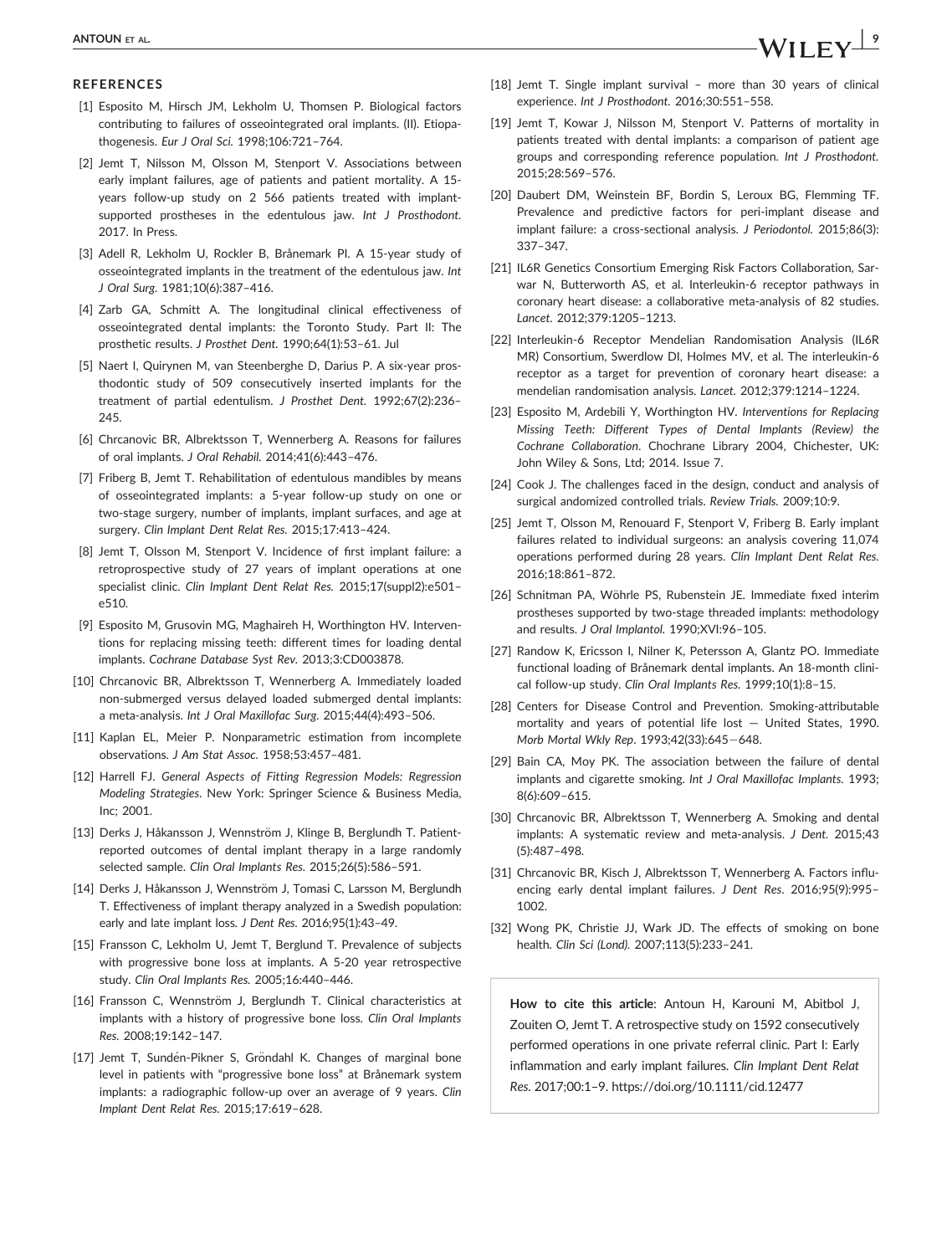## REFERENCES

[1] Esposito M, Hirsch JM, Lekholm U, Thomsen P. Biological factors contributing to failures of osseointegrated oral implants. (II). Etiopathogenesis. *Eur J Oral Sci.* 1998;106:721–764.

[2] Jemt T, Nilsson M, Olsson M, Stenport V. Associations between early implant failures, age of patients and patient mortality. A 15-years follow-up study on 2 566 patients treated with implant-supported prostheses in the edentulous jaw. *Int J Prosthodont.* 2017. In Press.

[3] Adell R, Lekholm U, Rockler B, Brånemark PI. A 15-year study of osseointegrated implants in the treatment of the edentulous jaw. *Int J Oral Surg.* 1981;10(6):387–416.

[4] Zarb GA, Schmitt A. The longitudinal clinical effectiveness of osseointegrated dental implants: the Toronto Study. Part II: The prosthetic results. *J Prosthet Dent.* 1990;64(1):53–61. Jul

[5] Naert I, Quirynen M, van Steenberghe D, Darius P. A six-year prosthodontic study of 509 consecutively inserted implants for the treatment of partial edentulism. *J Prosthet Dent.* 1992;67(2):236–245.

[6] Chrcanovic BR, Albrektsson T, Wennerberg A. Reasons for failures of oral implants. *J Oral Rehabil.* 2014;41(6):443–476.

[7] Friberg B, Jemt T. Rehabilitation of edentulous mandibles by means of osseointegrated implants: a 5-year follow-up study on one or two-stage surgery, number of implants, implant surfaces, and age at surgery. *Clin Implant Dent Relat Res.* 2015;17:413–424.

[8] Jemt T, Olsson M, Stenport V. Incidence of first implant failure: a retroprospective study of 27 years of implant operations at one specialist clinic. *Clin Implant Dent Relat Res.* 2015;17(suppl2):e501–e510.

[9] Esposito M, Grusovin MG, Maghaireh H, Worthington HV. Interventions for replacing missing teeth: different times for loading dental implants. *Cochrane Database Syst Rev.* 2013;3:CD003878.

[10] Chrcanovic BR, Albrektsson T, Wennerberg A. Immediately loaded non-submerged versus delayed loaded submerged dental implants: a meta-analysis. *Int J Oral Maxillofac Surg.* 2015;44(4):493–506.

[11] Kaplan EL, Meier P. Nonparametric estimation from incomplete observations. *J Am Stat Assoc.* 1958;53:457–481.

[12] Harrell FJ. *General Aspects of Fitting Regression Models: Regression Modeling Strategies*. New York: Springer Science & Business Media, Inc; 2001.

[13] Derks J, Håkansson J, Wennström J, Klinge B, Berglundh T. Patient-reported outcomes of dental implant therapy in a large randomly selected sample. *Clin Oral Implants Res.* 2015;26(5):586–591.

[14] Derks J, Håkansson J, Wennström J, Tomasi C, Larsson M, Berglundh T. Effectiveness of implant therapy analyzed in a Swedish population: early and late implant loss. *J Dent Res.* 2016;95(1):43–49.

[15] Fransson C, Lekholm U, Jemt T, Berglund T. Prevalence of subjects with progressive bone loss at implants. A 5-20 year retrospective study. *Clin Oral Implants Res.* 2005;16:440–446.

[16] Fransson C, Wennström J, Berglundh T. Clinical characteristics at implants with a history of progressive bone loss. *Clin Oral Implants Res.* 2008;19:142–147.

[17] Jemt T, Sundén-Pikner S, Gröndahl K. Changes of marginal bone level in patients with "progressive bone loss" at Brånemark system implants: a radiographic follow-up over an average of 9 years. *Clin Implant Dent Relat Res.* 2015;17:619–628.

[18] Jemt T. Single implant survival – more than 30 years of clinical experience. *Int J Prosthodont.* 2016;30:551–558.

[19] Jemt T, Kowar J, Nilsson M, Stenport V. Patterns of mortality in patients treated with dental implants: a comparison of patient age groups and corresponding reference population. *Int J Prosthodont.* 2015;28:569–576.

[20] Daubert DM, Weinstein BF, Bordin S, Leroux BG, Flemming TF. Prevalence and predictive factors for peri-implant disease and implant failure: a cross-sectional analysis. *J Periodontol.* 2015;86(3):337–347.

[21] IL6R Genetics Consortium Emerging Risk Factors Collaboration, Sarwar N, Butterworth AS, et al. Interleukin-6 receptor pathways in coronary heart disease: a collaborative meta-analysis of 82 studies. *Lancet.* 2012;379:1205–1213.

[22] Interleukin-6 Receptor Mendelian Randomisation Analysis (IL6R MR) Consortium, Swerdlow DI, Holmes MV, et al. The interleukin-6 receptor as a target for prevention of coronary heart disease: a mendelian randomisation analysis. *Lancet.* 2012;379:1214–1224.

[23] Esposito M, Ardebili Y, Worthington HV. *Interventions for Replacing Missing Teeth: Different Types of Dental Implants (Review) the Cochrane Collaboration*. Chochrane Library 2004, Chichester, UK: John Wiley & Sons, Ltd; 2014. Issue 7.

[24] Cook J. The challenges faced in the design, conduct and analysis of surgical andomized controlled trials. *Review Trials.* 2009;10:9.

[25] Jemt T, Olsson M, Renouard F, Stenport V, Friberg B. Early implant failures related to individual surgeons: an analysis covering 11,074 operations performed during 28 years. *Clin Implant Dent Relat Res.* 2016;18:861–872.

[26] Schnitman PA, Wöhrle PS, Rubenstein JE. Immediate fixed interim prostheses supported by two-stage threaded implants: methodology and results. *J Oral Implantol.* 1990;XVI:96–105.

[27] Randow K, Ericsson I, Nilner K, Petersson A, Glantz PO. Immediate functional loading of Brånemark dental implants. An 18-month clinical follow-up study. *Clin Oral Implants Res.* 1999;10(1):8–15.

[28] Centers for Disease Control and Prevention. Smoking-attributable mortality and years of potential life lost — United States, 1990. *Morb Mortal Wkly Rep*. 1993;42(33):645−648.

[29] Bain CA, Moy PK. The association between the failure of dental implants and cigarette smoking. *Int J Oral Maxillofac Implants.* 1993; 8(6):609–615.

[30] Chrcanovic BR, Albrektsson T, Wennerberg A. Smoking and dental implants: A systematic review and meta-analysis. *J Dent.* 2015;43(5):487–498.

[31] Chrcanovic BR, Kisch J, Albrektsson T, Wennerberg A. Factors influencing early dental implant failures. *J Dent Res*. 2016;95(9):995–1002.

[32] Wong PK, Christie JJ, Wark JD. The effects of smoking on bone health. *Clin Sci (Lond).* 2007;113(5):233–241.

**How to cite this article**: Antoun H, Karouni M, Abitbol J, Zouiten O, Jemt T. A retrospective study on 1592 consecutively performed operations in one private referral clinic. Part I: Early inflammation and early implant failures. *Clin Implant Dent Relat Res*. 2017;00:1–9. https://doi.org/10.1111/cid.12477